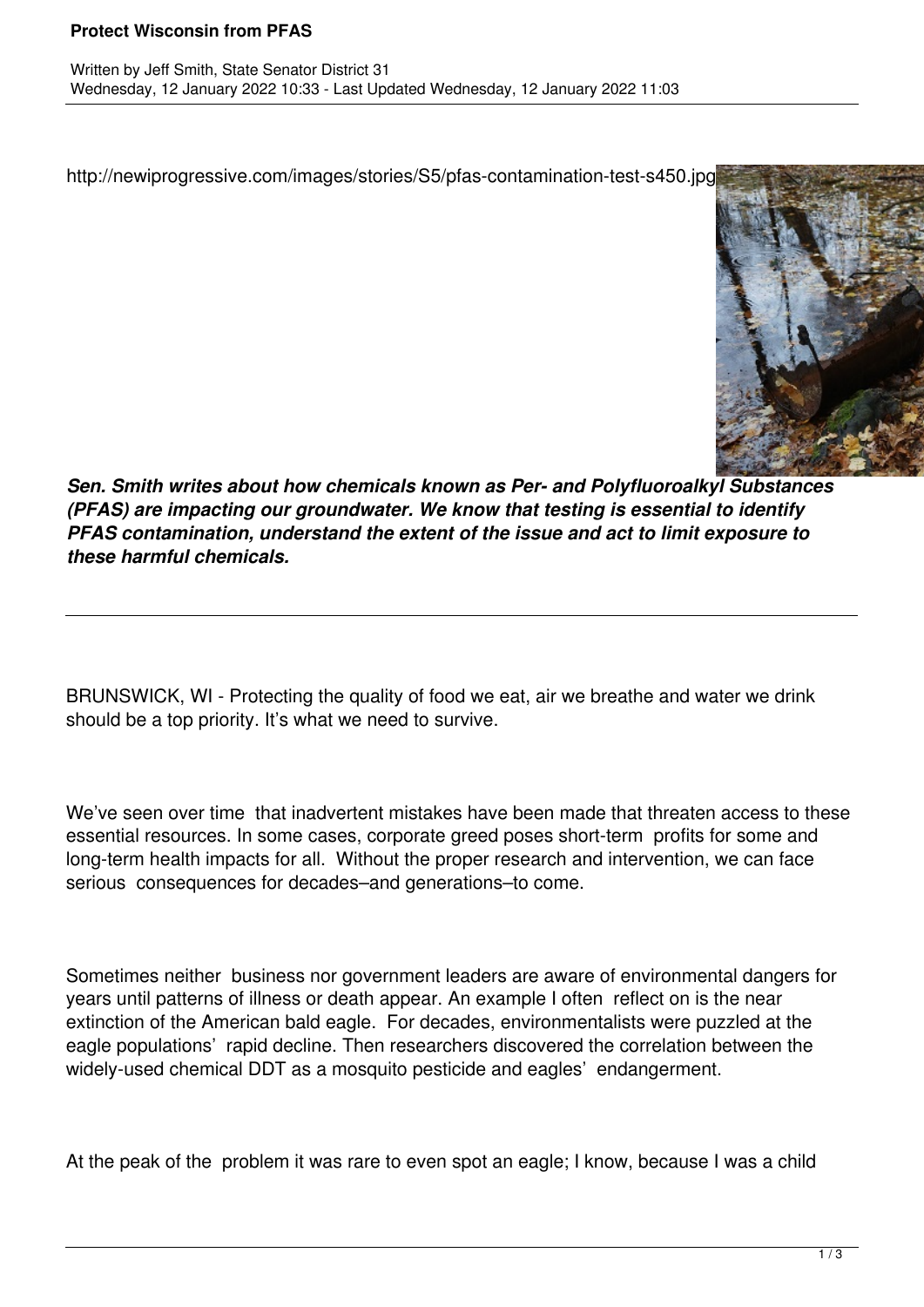# Protect Wisconsin from PFAS

Written by Jeff Smith, State Senator District 31
Wednesday, 12 January 2022 10:33 - Last Updated Wednesday, 12 January 2022 11:03

http://newiprogressive.com/images/stories/S5/pfas-contamination-test-s450.jpg

***Sen. Smith writes about how chemicals known as Per- and Polyfluoroalkyl Substances (PFAS) are impacting our groundwater. We know that testing is essential to identify PFAS contamination, understand the extent of the issue and act to limit exposure to these harmful chemicals.***

---

BRUNSWICK, WI - Protecting the quality of food we eat, air we breathe and water we drink should be a top priority. It's what we need to survive.

We've seen over time that inadvertent mistakes have been made that threaten access to these essential resources. In some cases, corporate greed poses short-term profits for some and long-term health impacts for all. Without the proper research and intervention, we can face serious consequences for decades–and generations–to come.

Sometimes neither business nor government leaders are aware of environmental dangers for years until patterns of illness or death appear. An example I often reflect on is the near extinction of the American bald eagle. For decades, environmentalists were puzzled at the eagle populations' rapid decline. Then researchers discovered the correlation between the widely-used chemical DDT as a mosquito pesticide and eagles' endangerment.

At the peak of the problem it was rare to even spot an eagle; I know, because I was a child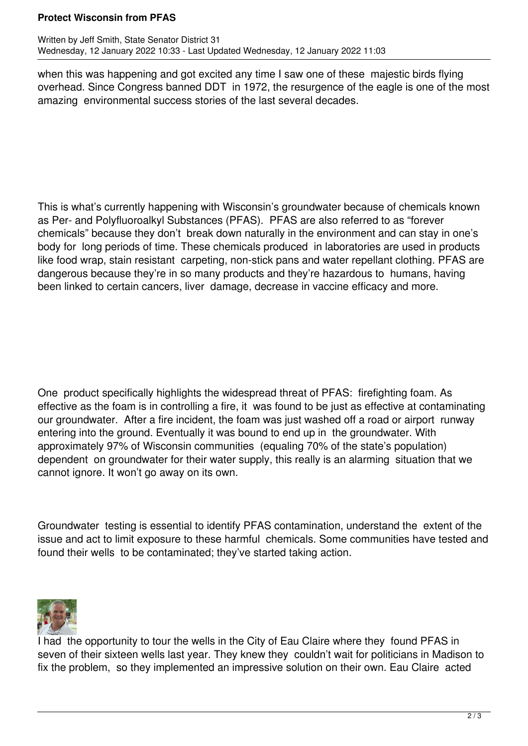when this was happening and got excited any time I saw one of these majestic birds flying overhead. Since Congress banned DDT in 1972, the resurgence of the eagle is one of the most amazing environmental success stories of the last several decades.

This is what's currently happening with Wisconsin's groundwater because of chemicals known as Per- and Polyfluoroalkyl Substances (PFAS). PFAS are also referred to as "forever chemicals" because they don't break down naturally in the environment and can stay in one's body for long periods of time. These chemicals produced in laboratories are used in products like food wrap, stain resistant carpeting, non-stick pans and water repellant clothing. PFAS are dangerous because they're in so many products and they're hazardous to humans, having been linked to certain cancers, liver damage, decrease in vaccine efficacy and more.

One product specifically highlights the widespread threat of PFAS: firefighting foam. As effective as the foam is in controlling a fire, it was found to be just as effective at contaminating our groundwater. After a fire incident, the foam was just washed off a road or airport runway entering into the ground. Eventually it was bound to end up in the groundwater. With approximately 97% of Wisconsin communities (equaling 70% of the state's population) dependent on groundwater for their water supply, this really is an alarming situation that we cannot ignore. It won't go away on its own.

Groundwater testing is essential to identify PFAS contamination, understand the extent of the issue and act to limit exposure to these harmful chemicals. Some communities have tested and found their wells to be contaminated; they've started taking action.

I had the opportunity to tour the wells in the City of Eau Claire where they found PFAS in seven of their sixteen wells last year. They knew they couldn't wait for politicians in Madison to fix the problem, so they implemented an impressive solution on their own. Eau Claire acted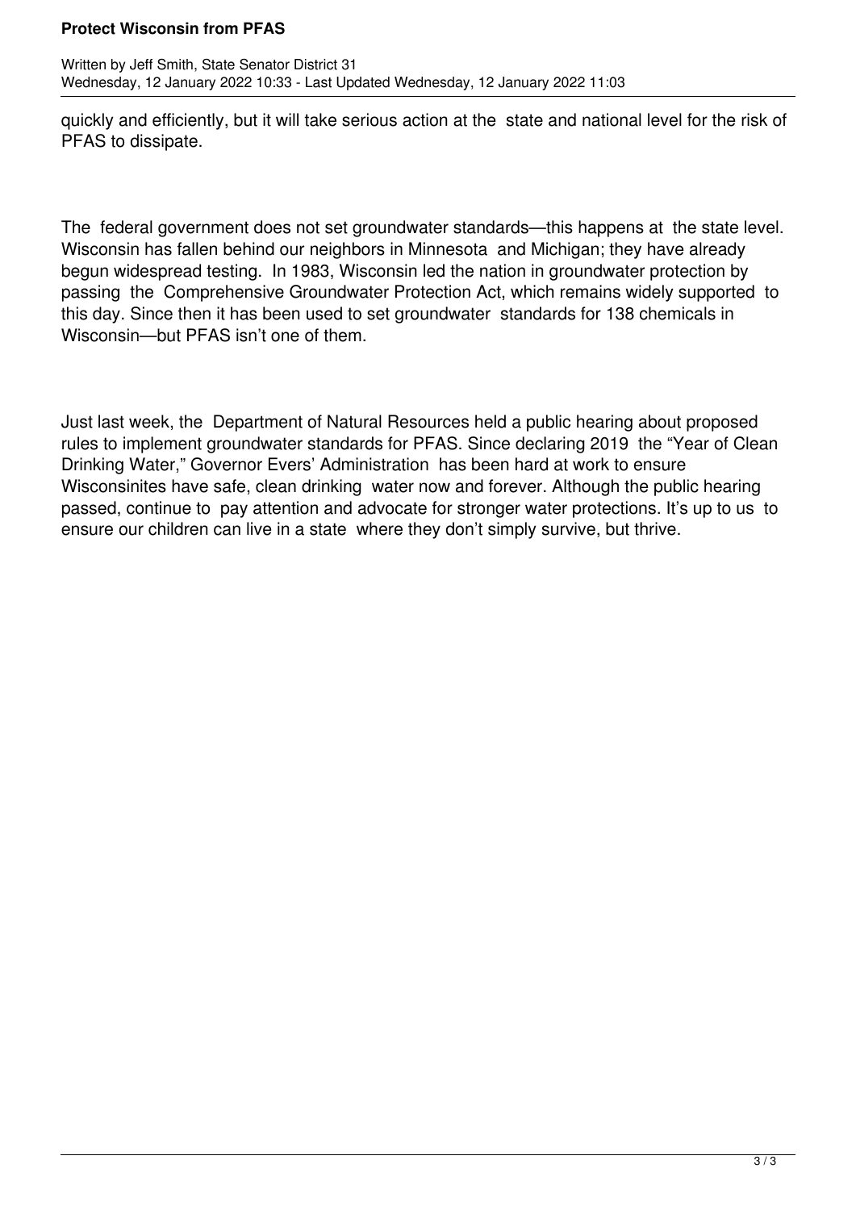quickly and efficiently, but it will take serious action at the state and national level for the risk of PFAS to dissipate.

The federal government does not set groundwater standards—this happens at the state level. Wisconsin has fallen behind our neighbors in Minnesota and Michigan; they have already begun widespread testing. In 1983, Wisconsin led the nation in groundwater protection by passing the Comprehensive Groundwater Protection Act, which remains widely supported to this day. Since then it has been used to set groundwater standards for 138 chemicals in Wisconsin—but PFAS isn't one of them.

Just last week, the Department of Natural Resources held a public hearing about proposed rules to implement groundwater standards for PFAS. Since declaring 2019 the "Year of Clean Drinking Water," Governor Evers' Administration has been hard at work to ensure Wisconsinites have safe, clean drinking water now and forever. Although the public hearing passed, continue to pay attention and advocate for stronger water protections. It's up to us to ensure our children can live in a state where they don't simply survive, but thrive.